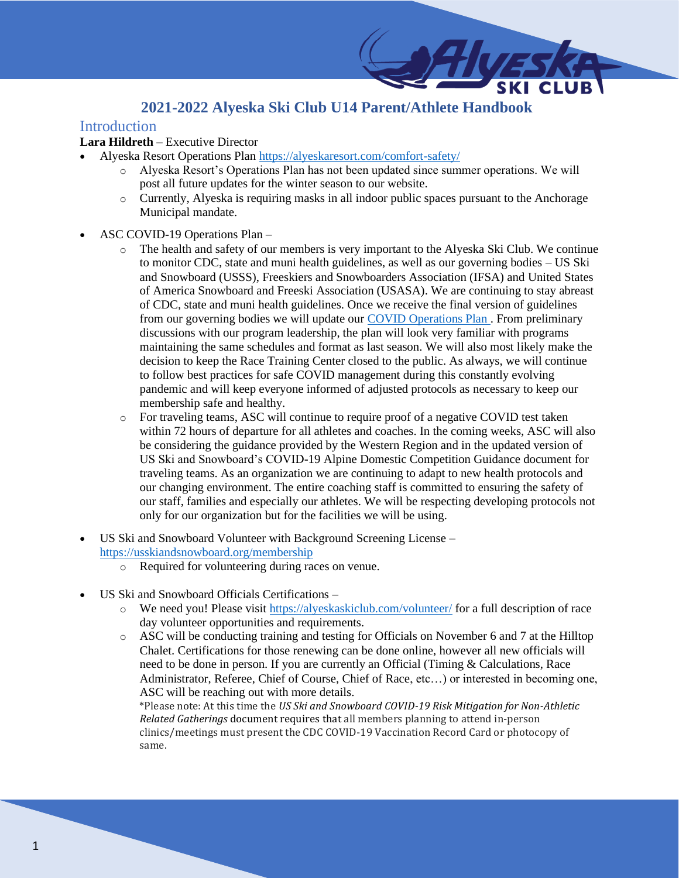# 2021-2022 Alyeska Ski Club U14 Parent/Athlete Handbook

## Introduction

**Lara Hildreth** – Executive Director

- Alyeska Resort Operations Plan https://alyeskaresort.com/comfort-safety/
  - Alyeska Resort's Operations Plan has not been updated since summer operations. We will post all future updates for the winter season to our website.
  - Currently, Alyeska is requiring masks in all indoor public spaces pursuant to the Anchorage Municipal mandate.
- ASC COVID-19 Operations Plan –
  - The health and safety of our members is very important to the Alyeska Ski Club. We continue to monitor CDC, state and muni health guidelines, as well as our governing bodies – US Ski and Snowboard (USSS), Freeskiers and Snowboarders Association (IFSA) and United States of America Snowboard and Freeski Association (USASA). We are continuing to stay abreast of CDC, state and muni health guidelines. Once we receive the final version of guidelines from our governing bodies we will update our COVID Operations Plan . From preliminary discussions with our program leadership, the plan will look very familiar with programs maintaining the same schedules and format as last season. We will also most likely make the decision to keep the Race Training Center closed to the public. As always, we will continue to follow best practices for safe COVID management during this constantly evolving pandemic and will keep everyone informed of adjusted protocols as necessary to keep our membership safe and healthy.
  - For traveling teams, ASC will continue to require proof of a negative COVID test taken within 72 hours of departure for all athletes and coaches. In the coming weeks, ASC will also be considering the guidance provided by the Western Region and in the updated version of US Ski and Snowboard's COVID-19 Alpine Domestic Competition Guidance document for traveling teams. As an organization we are continuing to adapt to new health protocols and our changing environment. The entire coaching staff is committed to ensuring the safety of our staff, families and especially our athletes. We will be respecting developing protocols not only for our organization but for the facilities we will be using.
- US Ski and Snowboard Volunteer with Background Screening License – https://usskiandsnowboard.org/membership
  - Required for volunteering during races on venue.
- US Ski and Snowboard Officials Certifications –
  - We need you! Please visit https://alyeskaskiclub.com/volunteer/ for a full description of race day volunteer opportunities and requirements.
  - ASC will be conducting training and testing for Officials on November 6 and 7 at the Hilltop Chalet. Certifications for those renewing can be done online, however all new officials will need to be done in person. If you are currently an Official (Timing & Calculations, Race Administrator, Referee, Chief of Course, Chief of Race, etc…) or interested in becoming one, ASC will be reaching out with more details.

    *Please note: At this time the *US Ski and Snowboard COVID-19 Risk Mitigation for Non-Athletic Related Gatherings* document requires that all members planning to attend in-person clinics/meetings must present the CDC COVID-19 Vaccination Record Card or photocopy of same.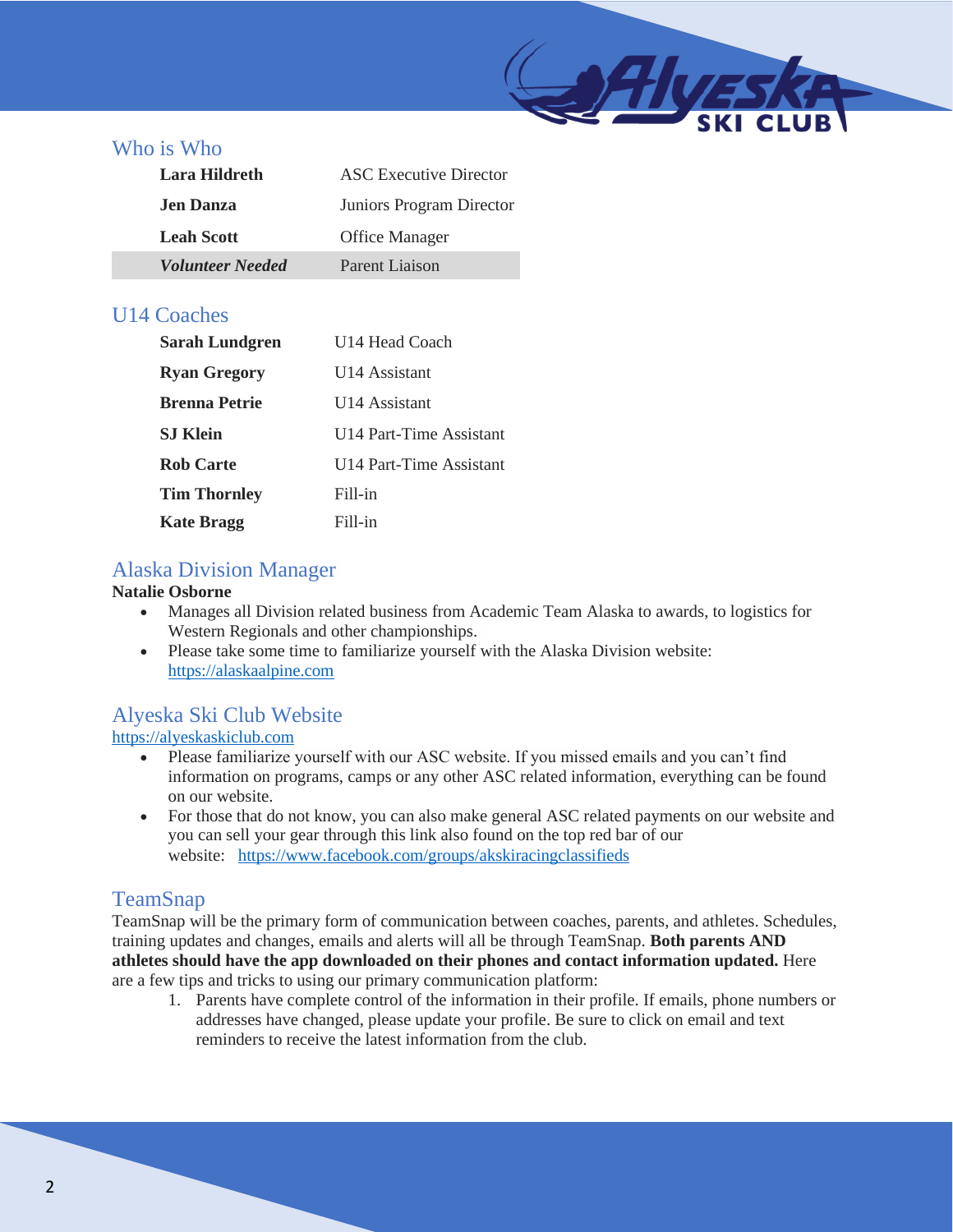## Who is Who

| | |
|---|---|
| **Lara Hildreth** | ASC Executive Director |
| **Jen Danza** | Juniors Program Director |
| **Leah Scott** | Office Manager |
| ***Volunteer Needed*** | Parent Liaison |

## U14 Coaches

| | |
|---|---|
| **Sarah Lundgren** | U14 Head Coach |
| **Ryan Gregory** | U14 Assistant |
| **Brenna Petrie** | U14 Assistant |
| **SJ Klein** | U14 Part-Time Assistant |
| **Rob Carte** | U14 Part-Time Assistant |
| **Tim Thornley** | Fill-in |
| **Kate Bragg** | Fill-in |

## Alaska Division Manager

**Natalie Osborne**

- Manages all Division related business from Academic Team Alaska to awards, to logistics for Western Regionals and other championships.
- Please take some time to familiarize yourself with the Alaska Division website: https://alaskaalpine.com

## Alyeska Ski Club Website

https://alyeskaskiclub.com

- Please familiarize yourself with our ASC website. If you missed emails and you can't find information on programs, camps or any other ASC related information, everything can be found on our website.
- For those that do not know, you can also make general ASC related payments on our website and you can sell your gear through this link also found on the top red bar of our website: https://www.facebook.com/groups/akskiracingclassifieds

## TeamSnap

TeamSnap will be the primary form of communication between coaches, parents, and athletes. Schedules, training updates and changes, emails and alerts will all be through TeamSnap. **Both parents AND athletes should have the app downloaded on their phones and contact information updated.** Here are a few tips and tricks to using our primary communication platform:

1. Parents have complete control of the information in their profile. If emails, phone numbers or addresses have changed, please update your profile. Be sure to click on email and text reminders to receive the latest information from the club.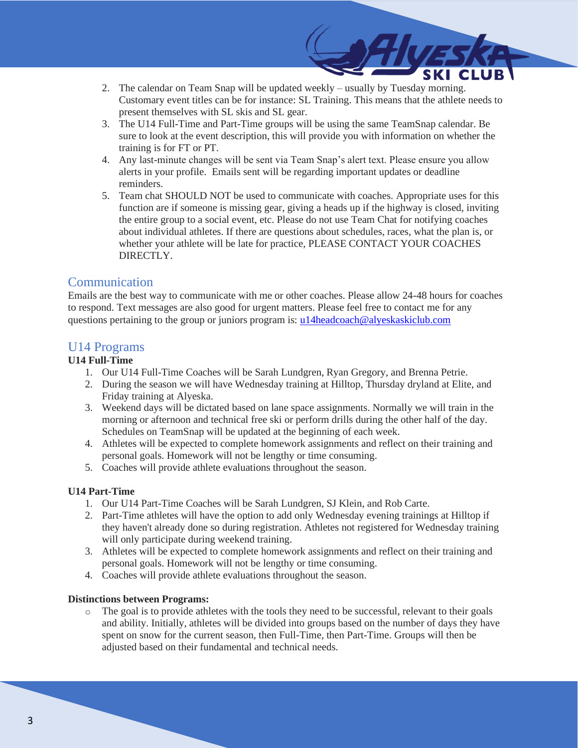2. The calendar on Team Snap will be updated weekly – usually by Tuesday morning. Customary event titles can be for instance: SL Training. This means that the athlete needs to present themselves with SL skis and SL gear.
3. The U14 Full-Time and Part-Time groups will be using the same TeamSnap calendar. Be sure to look at the event description, this will provide you with information on whether the training is for FT or PT.
4. Any last-minute changes will be sent via Team Snap's alert text. Please ensure you allow alerts in your profile. Emails sent will be regarding important updates or deadline reminders.
5. Team chat SHOULD NOT be used to communicate with coaches. Appropriate uses for this function are if someone is missing gear, giving a heads up if the highway is closed, inviting the entire group to a social event, etc. Please do not use Team Chat for notifying coaches about individual athletes. If there are questions about schedules, races, what the plan is, or whether your athlete will be late for practice, PLEASE CONTACT YOUR COACHES DIRECTLY.

## Communication

Emails are the best way to communicate with me or other coaches. Please allow 24-48 hours for coaches to respond. Text messages are also good for urgent matters. Please feel free to contact me for any questions pertaining to the group or juniors program is: u14headcoach@alyeskaskiclub.com

## U14 Programs

**U14 Full-Time**

1. Our U14 Full-Time Coaches will be Sarah Lundgren, Ryan Gregory, and Brenna Petrie.
2. During the season we will have Wednesday training at Hilltop, Thursday dryland at Elite, and Friday training at Alyeska.
3. Weekend days will be dictated based on lane space assignments. Normally we will train in the morning or afternoon and technical free ski or perform drills during the other half of the day. Schedules on TeamSnap will be updated at the beginning of each week.
4. Athletes will be expected to complete homework assignments and reflect on their training and personal goals. Homework will not be lengthy or time consuming.
5. Coaches will provide athlete evaluations throughout the season.

**U14 Part-Time**

1. Our U14 Part-Time Coaches will be Sarah Lundgren, SJ Klein, and Rob Carte.
2. Part-Time athletes will have the option to add only Wednesday evening trainings at Hilltop if they haven't already done so during registration. Athletes not registered for Wednesday training will only participate during weekend training.
3. Athletes will be expected to complete homework assignments and reflect on their training and personal goals. Homework will not be lengthy or time consuming.
4. Coaches will provide athlete evaluations throughout the season.

**Distinctions between Programs:**

- The goal is to provide athletes with the tools they need to be successful, relevant to their goals and ability. Initially, athletes will be divided into groups based on the number of days they have spent on snow for the current season, then Full-Time, then Part-Time. Groups will then be adjusted based on their fundamental and technical needs.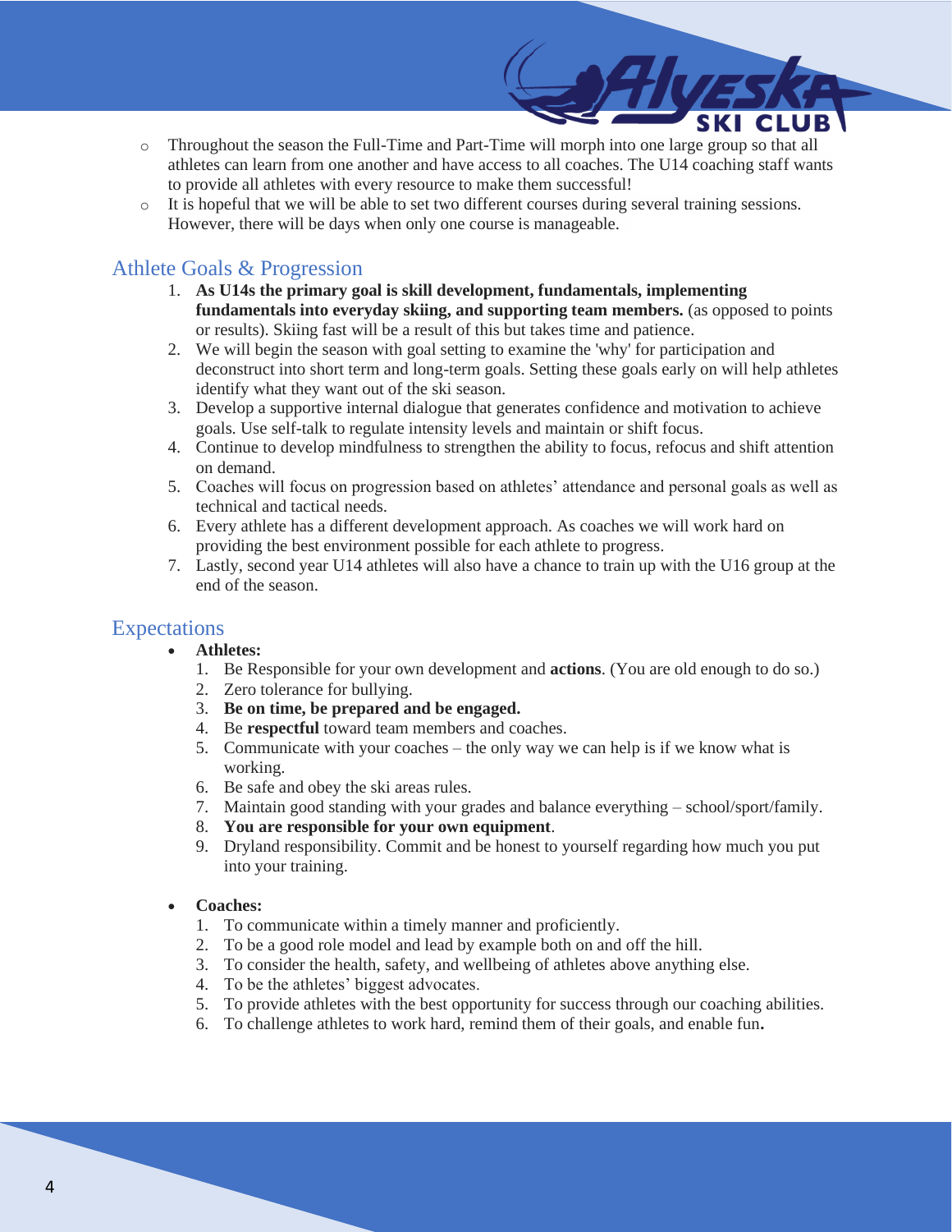- Throughout the season the Full-Time and Part-Time will morph into one large group so that all athletes can learn from one another and have access to all coaches. The U14 coaching staff wants to provide all athletes with every resource to make them successful!
- It is hopeful that we will be able to set two different courses during several training sessions. However, there will be days when only one course is manageable.

## Athlete Goals & Progression

1. **As U14s the primary goal is skill development, fundamentals, implementing fundamentals into everyday skiing, and supporting team members.** (as opposed to points or results). Skiing fast will be a result of this but takes time and patience.
2. We will begin the season with goal setting to examine the 'why' for participation and deconstruct into short term and long-term goals. Setting these goals early on will help athletes identify what they want out of the ski season.
3. Develop a supportive internal dialogue that generates confidence and motivation to achieve goals. Use self-talk to regulate intensity levels and maintain or shift focus.
4. Continue to develop mindfulness to strengthen the ability to focus, refocus and shift attention on demand.
5. Coaches will focus on progression based on athletes' attendance and personal goals as well as technical and tactical needs.
6. Every athlete has a different development approach. As coaches we will work hard on providing the best environment possible for each athlete to progress.
7. Lastly, second year U14 athletes will also have a chance to train up with the U16 group at the end of the season.

## Expectations

- **Athletes:**
  1. Be Responsible for your own development and **actions**. (You are old enough to do so.)
  2. Zero tolerance for bullying.
  3. **Be on time, be prepared and be engaged.**
  4. Be **respectful** toward team members and coaches.
  5. Communicate with your coaches – the only way we can help is if we know what is working.
  6. Be safe and obey the ski areas rules.
  7. Maintain good standing with your grades and balance everything – school/sport/family.
  8. **You are responsible for your own equipment**.
  9. Dryland responsibility. Commit and be honest to yourself regarding how much you put into your training.

- **Coaches:**
  1. To communicate within a timely manner and proficiently.
  2. To be a good role model and lead by example both on and off the hill.
  3. To consider the health, safety, and wellbeing of athletes above anything else.
  4. To be the athletes' biggest advocates.
  5. To provide athletes with the best opportunity for success through our coaching abilities.
  6. To challenge athletes to work hard, remind them of their goals, and enable fun**.**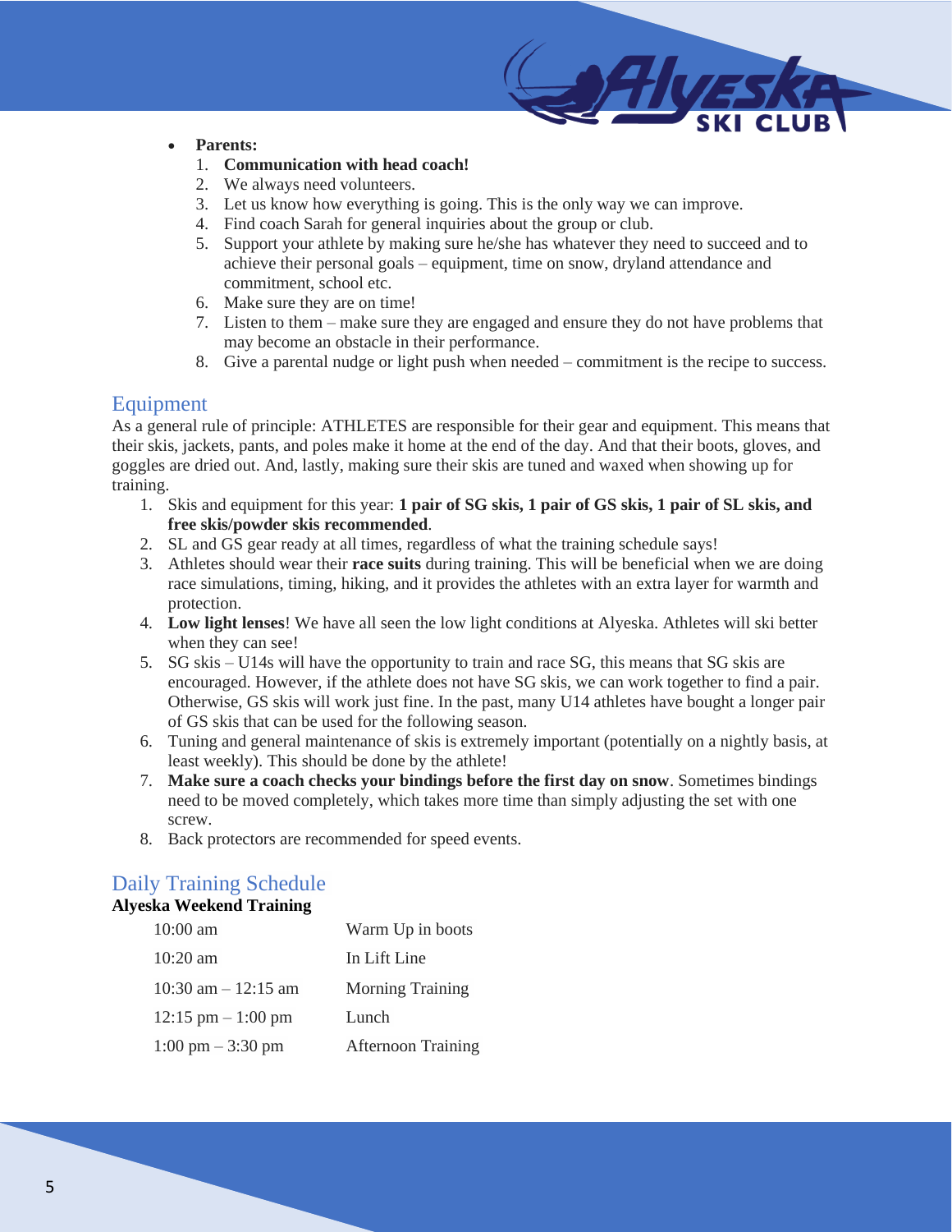- **Parents:**
  1. **Communication with head coach!**
  2. We always need volunteers.
  3. Let us know how everything is going. This is the only way we can improve.
  4. Find coach Sarah for general inquiries about the group or club.
  5. Support your athlete by making sure he/she has whatever they need to succeed and to achieve their personal goals – equipment, time on snow, dryland attendance and commitment, school etc.
  6. Make sure they are on time!
  7. Listen to them – make sure they are engaged and ensure they do not have problems that may become an obstacle in their performance.
  8. Give a parental nudge or light push when needed – commitment is the recipe to success.

## Equipment

As a general rule of principle: ATHLETES are responsible for their gear and equipment. This means that their skis, jackets, pants, and poles make it home at the end of the day. And that their boots, gloves, and goggles are dried out. And, lastly, making sure their skis are tuned and waxed when showing up for training.

1. Skis and equipment for this year: **1 pair of SG skis, 1 pair of GS skis, 1 pair of SL skis, and free skis/powder skis recommended**.
2. SL and GS gear ready at all times, regardless of what the training schedule says!
3. Athletes should wear their **race suits** during training. This will be beneficial when we are doing race simulations, timing, hiking, and it provides the athletes with an extra layer for warmth and protection.
4. **Low light lenses**! We have all seen the low light conditions at Alyeska. Athletes will ski better when they can see!
5. SG skis – U14s will have the opportunity to train and race SG, this means that SG skis are encouraged. However, if the athlete does not have SG skis, we can work together to find a pair. Otherwise, GS skis will work just fine. In the past, many U14 athletes have bought a longer pair of GS skis that can be used for the following season.
6. Tuning and general maintenance of skis is extremely important (potentially on a nightly basis, at least weekly). This should be done by the athlete!
7. **Make sure a coach checks your bindings before the first day on snow**. Sometimes bindings need to be moved completely, which takes more time than simply adjusting the set with one screw.
8. Back protectors are recommended for speed events.

## Daily Training Schedule

**Alyeska Weekend Training**

| | |
|---|---|
| 10:00 am | Warm Up in boots |
| 10:20 am | In Lift Line |
| 10:30 am – 12:15 am | Morning Training |
| 12:15 pm – 1:00 pm | Lunch |
| 1:00 pm – 3:30 pm | Afternoon Training |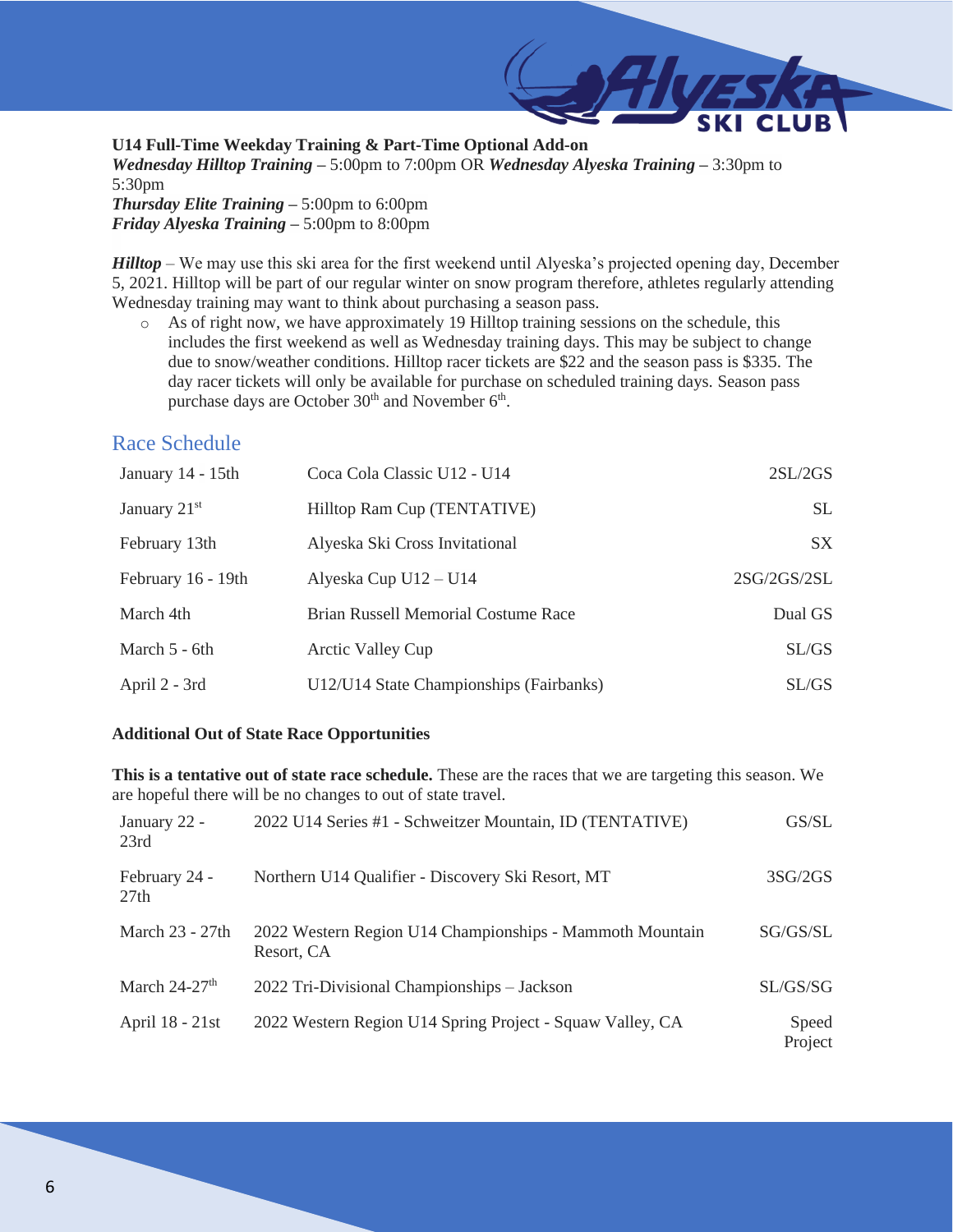**U14 Full-Time Weekday Training & Part-Time Optional Add-on**
***Wednesday Hilltop Training*** – 5:00pm to 7:00pm OR ***Wednesday Alyeska Training*** – 3:30pm to 5:30pm
***Thursday Elite Training*** – 5:00pm to 6:00pm
***Friday Alyeska Training*** – 5:00pm to 8:00pm

***Hilltop*** – We may use this ski area for the first weekend until Alyeska's projected opening day, December 5, 2021. Hilltop will be part of our regular winter on snow program therefore, athletes regularly attending Wednesday training may want to think about purchasing a season pass.

- As of right now, we have approximately 19 Hilltop training sessions on the schedule, this includes the first weekend as well as Wednesday training days. This may be subject to change due to snow/weather conditions. Hilltop racer tickets are $22 and the season pass is $335. The day racer tickets will only be available for purchase on scheduled training days. Season pass purchase days are October 30th and November 6th.

## Race Schedule

| | | |
|---|---|---|
| January 14 - 15th | Coca Cola Classic U12 - U14 | 2SL/2GS |
| January 21st | Hilltop Ram Cup (TENTATIVE) | SL |
| February 13th | Alyeska Ski Cross Invitational | SX |
| February 16 - 19th | Alyeska Cup U12 – U14 | 2SG/2GS/2SL |
| March 4th | Brian Russell Memorial Costume Race | Dual GS |
| March 5 - 6th | Arctic Valley Cup | SL/GS |
| April 2 - 3rd | U12/U14 State Championships (Fairbanks) | SL/GS |

**Additional Out of State Race Opportunities**

**This is a tentative out of state race schedule.** These are the races that we are targeting this season. We are hopeful there will be no changes to out of state travel.

| | | |
|---|---|---|
| January 22 - 23rd | 2022 U14 Series #1 - Schweitzer Mountain, ID (TENTATIVE) | GS/SL |
| February 24 - 27th | Northern U14 Qualifier - Discovery Ski Resort, MT | 3SG/2GS |
| March 23 - 27th | 2022 Western Region U14 Championships - Mammoth Mountain Resort, CA | SG/GS/SL |
| March 24-27th | 2022 Tri-Divisional Championships – Jackson | SL/GS/SG |
| April 18 - 21st | 2022 Western Region U14 Spring Project - Squaw Valley, CA | Speed Project |